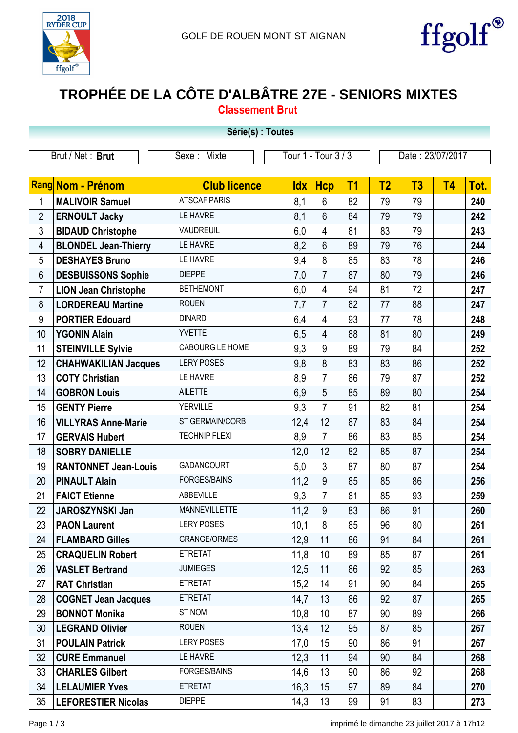GOLF DE ROUEN MONT ST AIGNAN

# TROPHÉE DE LA CÔTE D'ALBÂTRE 27E - SENIORS MIXTES

## Classement Brut

**Série(s) : Toutes**

| Brut / Net : **Brut** | Sexe : Mixte | Tour 1 - Tour 3 / 3 | Date : 23/07/2017 |
|---|---|---|---|

| Rang | Nom - Prénom | Club licence | Idx | Hcp | T1 | T2 | T3 | T4 | Tot. |
|---|---|---|---|---|---|---|---|---|---|
| 1 | **MALIVOIR Samuel** | ATSCAF PARIS | 8,1 | 6 | 82 | 79 | 79 | | **240** |
| 2 | **ERNOULT Jacky** | LE HAVRE | 8,1 | 6 | 84 | 79 | 79 | | **242** |
| 3 | **BIDAUD Christophe** | VAUDREUIL | 6,0 | 4 | 81 | 83 | 79 | | **243** |
| 4 | **BLONDEL Jean-Thierry** | LE HAVRE | 8,2 | 6 | 89 | 79 | 76 | | **244** |
| 5 | **DESHAYES Bruno** | LE HAVRE | 9,4 | 8 | 85 | 83 | 78 | | **246** |
| 6 | **DESBUISSONS Sophie** | DIEPPE | 7,0 | 7 | 87 | 80 | 79 | | **246** |
| 7 | **LION Jean Christophe** | BETHEMONT | 6,0 | 4 | 94 | 81 | 72 | | **247** |
| 8 | **LORDEREAU Martine** | ROUEN | 7,7 | 7 | 82 | 77 | 88 | | **247** |
| 9 | **PORTIER Edouard** | DINARD | 6,4 | 4 | 93 | 77 | 78 | | **248** |
| 10 | **YGONIN Alain** | YVETTE | 6,5 | 4 | 88 | 81 | 80 | | **249** |
| 11 | **STEINVILLE Sylvie** | CABOURG LE HOME | 9,3 | 9 | 89 | 79 | 84 | | **252** |
| 12 | **CHAHWAKILIAN Jacques** | LERY POSES | 9,8 | 8 | 83 | 83 | 86 | | **252** |
| 13 | **COTY Christian** | LE HAVRE | 8,9 | 7 | 86 | 79 | 87 | | **252** |
| 14 | **GOBRON Louis** | AILETTE | 6,9 | 5 | 85 | 89 | 80 | | **254** |
| 15 | **GENTY Pierre** | YERVILLE | 9,3 | 7 | 91 | 82 | 81 | | **254** |
| 16 | **VILLYRAS Anne-Marie** | ST GERMAIN/CORB | 12,4 | 12 | 87 | 83 | 84 | | **254** |
| 17 | **GERVAIS Hubert** | TECHNIP FLEXI | 8,9 | 7 | 86 | 83 | 85 | | **254** |
| 18 | **SOBRY DANIELLE** | | 12,0 | 12 | 82 | 85 | 87 | | **254** |
| 19 | **RANTONNET Jean-Louis** | GADANCOURT | 5,0 | 3 | 87 | 80 | 87 | | **254** |
| 20 | **PINAULT Alain** | FORGES/BAINS | 11,2 | 9 | 85 | 85 | 86 | | **256** |
| 21 | **FAICT Etienne** | ABBEVILLE | 9,3 | 7 | 81 | 85 | 93 | | **259** |
| 22 | **JAROSZYNSKI Jan** | MANNEVILLETTE | 11,2 | 9 | 83 | 86 | 91 | | **260** |
| 23 | **PAON Laurent** | LERY POSES | 10,1 | 8 | 85 | 96 | 80 | | **261** |
| 24 | **FLAMBARD Gilles** | GRANGE/ORMES | 12,9 | 11 | 86 | 91 | 84 | | **261** |
| 25 | **CRAQUELIN Robert** | ETRETAT | 11,8 | 10 | 89 | 85 | 87 | | **261** |
| 26 | **VASLET Bertrand** | JUMIEGES | 12,5 | 11 | 86 | 92 | 85 | | **263** |
| 27 | **RAT Christian** | ETRETAT | 15,2 | 14 | 91 | 90 | 84 | | **265** |
| 28 | **COGNET Jean Jacques** | ETRETAT | 14,7 | 13 | 86 | 92 | 87 | | **265** |
| 29 | **BONNOT Monika** | ST NOM | 10,8 | 10 | 87 | 90 | 89 | | **266** |
| 30 | **LEGRAND Olivier** | ROUEN | 13,4 | 12 | 95 | 87 | 85 | | **267** |
| 31 | **POULAIN Patrick** | LERY POSES | 17,0 | 15 | 90 | 86 | 91 | | **267** |
| 32 | **CURE Emmanuel** | LE HAVRE | 12,3 | 11 | 94 | 90 | 84 | | **268** |
| 33 | **CHARLES Gilbert** | FORGES/BAINS | 14,6 | 13 | 90 | 86 | 92 | | **268** |
| 34 | **LELAUMIER Yves** | ETRETAT | 16,3 | 15 | 97 | 89 | 84 | | **270** |
| 35 | **LEFORESTIER Nicolas** | DIEPPE | 14,3 | 13 | 99 | 91 | 83 | | **273** |

imprimé le dimanche 23 juillet 2017 à 17h12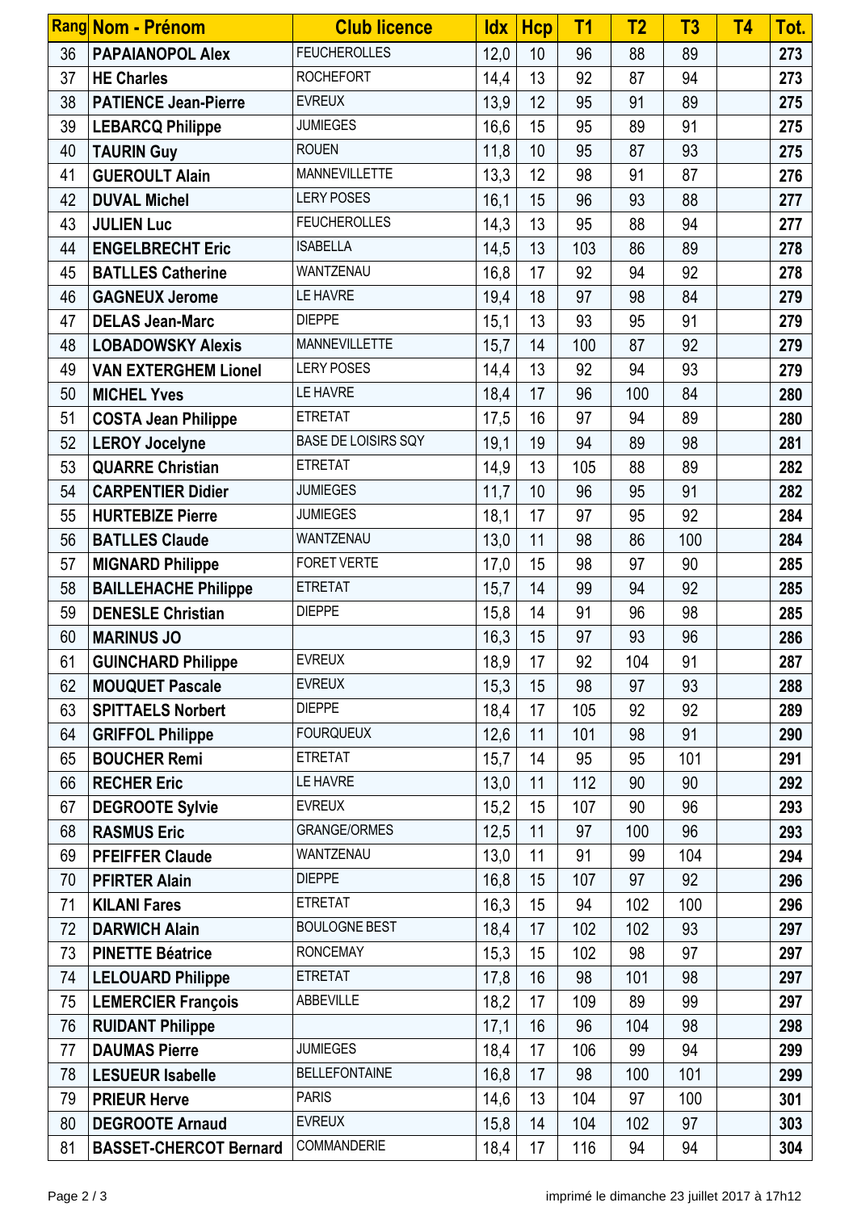| Rang | Nom - Prénom | Club licence | Idx | Hcp | T1 | T2 | T3 | T4 | Tot. |
|---|---|---|---|---|---|---|---|---|---|
| 36 | **PAPAIANOPOL Alex** | FEUCHEROLLES | 12,0 | 10 | 96 | 88 | 89 | | **273** |
| 37 | **HE Charles** | ROCHEFORT | 14,4 | 13 | 92 | 87 | 94 | | **273** |
| 38 | **PATIENCE Jean-Pierre** | EVREUX | 13,9 | 12 | 95 | 91 | 89 | | **275** |
| 39 | **LEBARCQ Philippe** | JUMIEGES | 16,6 | 15 | 95 | 89 | 91 | | **275** |
| 40 | **TAURIN Guy** | ROUEN | 11,8 | 10 | 95 | 87 | 93 | | **275** |
| 41 | **GUEROULT Alain** | MANNEVILLETTE | 13,3 | 12 | 98 | 91 | 87 | | **276** |
| 42 | **DUVAL Michel** | LERY POSES | 16,1 | 15 | 96 | 93 | 88 | | **277** |
| 43 | **JULIEN Luc** | FEUCHEROLLES | 14,3 | 13 | 95 | 88 | 94 | | **277** |
| 44 | **ENGELBRECHT Eric** | ISABELLA | 14,5 | 13 | 103 | 86 | 89 | | **278** |
| 45 | **BATLLES Catherine** | WANTZENAU | 16,8 | 17 | 92 | 94 | 92 | | **278** |
| 46 | **GAGNEUX Jerome** | LE HAVRE | 19,4 | 18 | 97 | 98 | 84 | | **279** |
| 47 | **DELAS Jean-Marc** | DIEPPE | 15,1 | 13 | 93 | 95 | 91 | | **279** |
| 48 | **LOBADOWSKY Alexis** | MANNEVILLETTE | 15,7 | 14 | 100 | 87 | 92 | | **279** |
| 49 | **VAN EXTERGHEM Lionel** | LERY POSES | 14,4 | 13 | 92 | 94 | 93 | | **279** |
| 50 | **MICHEL Yves** | LE HAVRE | 18,4 | 17 | 96 | 100 | 84 | | **280** |
| 51 | **COSTA Jean Philippe** | ETRETAT | 17,5 | 16 | 97 | 94 | 89 | | **280** |
| 52 | **LEROY Jocelyne** | BASE DE LOISIRS SQY | 19,1 | 19 | 94 | 89 | 98 | | **281** |
| 53 | **QUARRE Christian** | ETRETAT | 14,9 | 13 | 105 | 88 | 89 | | **282** |
| 54 | **CARPENTIER Didier** | JUMIEGES | 11,7 | 10 | 96 | 95 | 91 | | **282** |
| 55 | **HURTEBIZE Pierre** | JUMIEGES | 18,1 | 17 | 97 | 95 | 92 | | **284** |
| 56 | **BATLLES Claude** | WANTZENAU | 13,0 | 11 | 98 | 86 | 100 | | **284** |
| 57 | **MIGNARD Philippe** | FORET VERTE | 17,0 | 15 | 98 | 97 | 90 | | **285** |
| 58 | **BAILLEHACHE Philippe** | ETRETAT | 15,7 | 14 | 99 | 94 | 92 | | **285** |
| 59 | **DENESLE Christian** | DIEPPE | 15,8 | 14 | 91 | 96 | 98 | | **285** |
| 60 | **MARINUS JO** | | 16,3 | 15 | 97 | 93 | 96 | | **286** |
| 61 | **GUINCHARD Philippe** | EVREUX | 18,9 | 17 | 92 | 104 | 91 | | **287** |
| 62 | **MOUQUET Pascale** | EVREUX | 15,3 | 15 | 98 | 97 | 93 | | **288** |
| 63 | **SPITTAELS Norbert** | DIEPPE | 18,4 | 17 | 105 | 92 | 92 | | **289** |
| 64 | **GRIFFOL Philippe** | FOURQUEUX | 12,6 | 11 | 101 | 98 | 91 | | **290** |
| 65 | **BOUCHER Remi** | ETRETAT | 15,7 | 14 | 95 | 95 | 101 | | **291** |
| 66 | **RECHER Eric** | LE HAVRE | 13,0 | 11 | 112 | 90 | 90 | | **292** |
| 67 | **DEGROOTE Sylvie** | EVREUX | 15,2 | 15 | 107 | 90 | 96 | | **293** |
| 68 | **RASMUS Eric** | GRANGE/ORMES | 12,5 | 11 | 97 | 100 | 96 | | **293** |
| 69 | **PFEIFFER Claude** | WANTZENAU | 13,0 | 11 | 91 | 99 | 104 | | **294** |
| 70 | **PFIRTER Alain** | DIEPPE | 16,8 | 15 | 107 | 97 | 92 | | **296** |
| 71 | **KILANI Fares** | ETRETAT | 16,3 | 15 | 94 | 102 | 100 | | **296** |
| 72 | **DARWICH Alain** | BOULOGNE BEST | 18,4 | 17 | 102 | 102 | 93 | | **297** |
| 73 | **PINETTE Béatrice** | RONCEMAY | 15,3 | 15 | 102 | 98 | 97 | | **297** |
| 74 | **LELOUARD Philippe** | ETRETAT | 17,8 | 16 | 98 | 101 | 98 | | **297** |
| 75 | **LEMERCIER François** | ABBEVILLE | 18,2 | 17 | 109 | 89 | 99 | | **297** |
| 76 | **RUIDANT Philippe** | | 17,1 | 16 | 96 | 104 | 98 | | **298** |
| 77 | **DAUMAS Pierre** | JUMIEGES | 18,4 | 17 | 106 | 99 | 94 | | **299** |
| 78 | **LESUEUR Isabelle** | BELLEFONTAINE | 16,8 | 17 | 98 | 100 | 101 | | **299** |
| 79 | **PRIEUR Herve** | PARIS | 14,6 | 13 | 104 | 97 | 100 | | **301** |
| 80 | **DEGROOTE Arnaud** | EVREUX | 15,8 | 14 | 104 | 102 | 97 | | **303** |
| 81 | **BASSET-CHERCOT Bernard** | COMMANDERIE | 18,4 | 17 | 116 | 94 | 94 | | **304** |

imprimé le dimanche 23 juillet 2017 à 17h12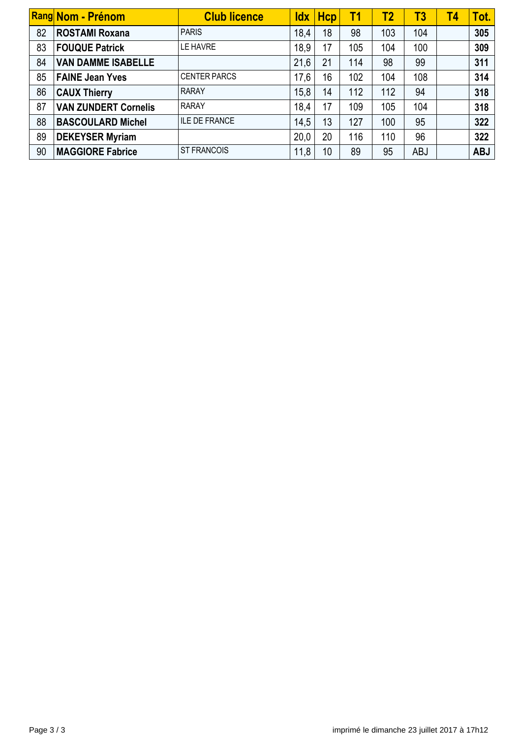| Rang | Nom - Prénom | Club licence | Idx | Hcp | T1 | T2 | T3 | T4 | Tot. |
|---|---|---|---|---|---|---|---|---|---|
| 82 | **ROSTAMI Roxana** | PARIS | 18,4 | 18 | 98 | 103 | 104 | | **305** |
| 83 | **FOUQUE Patrick** | LE HAVRE | 18,9 | 17 | 105 | 104 | 100 | | **309** |
| 84 | **VAN DAMME ISABELLE** | | 21,6 | 21 | 114 | 98 | 99 | | **311** |
| 85 | **FAINE Jean Yves** | CENTER PARCS | 17,6 | 16 | 102 | 104 | 108 | | **314** |
| 86 | **CAUX Thierry** | RARAY | 15,8 | 14 | 112 | 112 | 94 | | **318** |
| 87 | **VAN ZUNDERT Cornelis** | RARAY | 18,4 | 17 | 109 | 105 | 104 | | **318** |
| 88 | **BASCOULARD Michel** | ILE DE FRANCE | 14,5 | 13 | 127 | 100 | 95 | | **322** |
| 89 | **DEKEYSER Myriam** | | 20,0 | 20 | 116 | 110 | 96 | | **322** |
| 90 | **MAGGIORE Fabrice** | ST FRANCOIS | 11,8 | 10 | 89 | 95 | ABJ | | **ABJ** |

imprimé le dimanche 23 juillet 2017 à 17h12